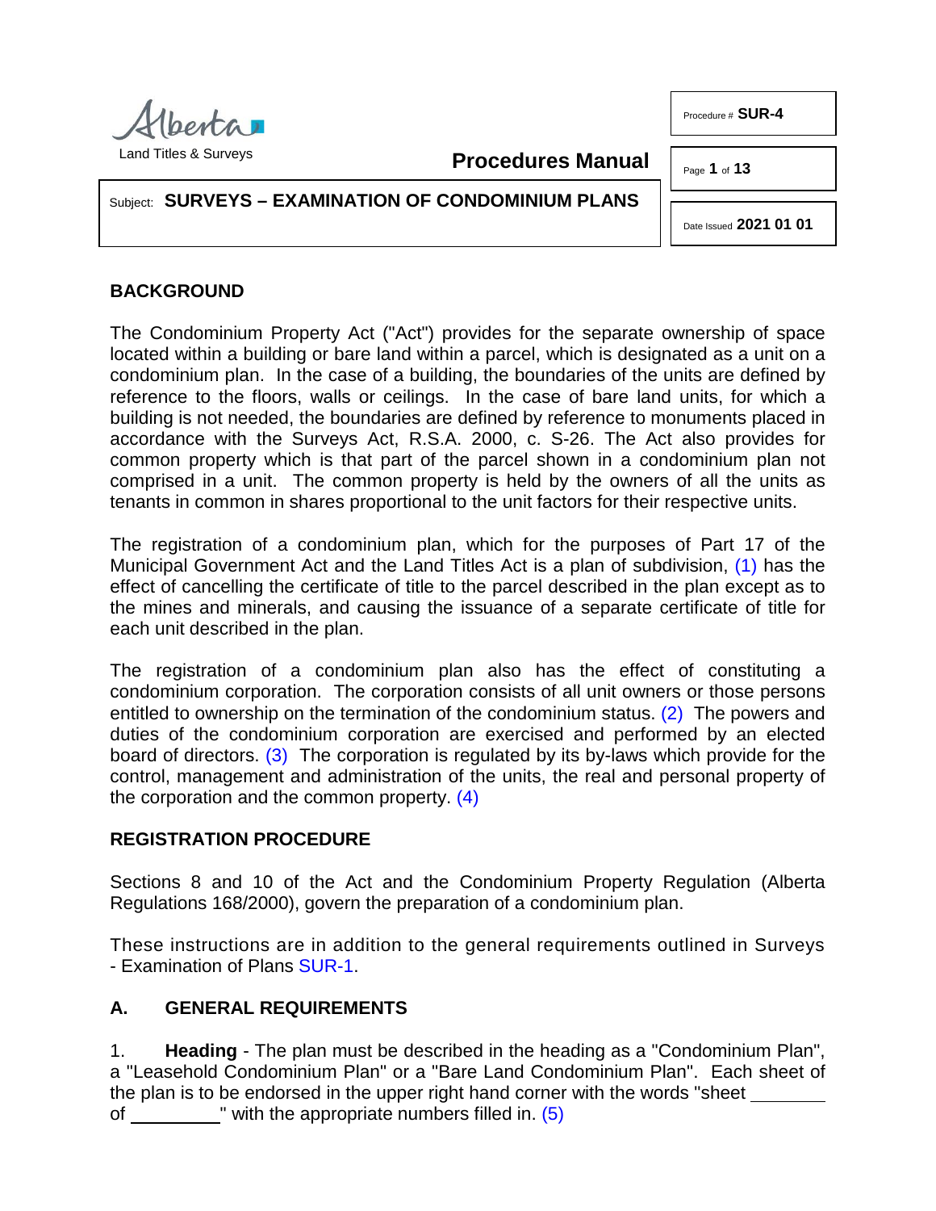Land Titles & Surveys

**Procedures Manual**

Procedure # **SUR-4**

Subject: **SURVEYS – EXAMINATION OF CONDOMINIUM PLANS**

Date Issued **2021 01 01**

## BACKGROUND

The Condominium Property Act ("Act") provides for the separate ownership of space located within a building or bare land within a parcel, which is designated as a unit on a condominium plan. In the case of a building, the boundaries of the units are defined by reference to the floors, walls or ceilings. In the case of bare land units, for which a building is not needed, the boundaries are defined by reference to monuments placed in accordance with the Surveys Act, R.S.A. 2000, c. S-26. The Act also provides for common property which is that part of the parcel shown in a condominium plan not comprised in a unit. The common property is held by the owners of all the units as tenants in common in shares proportional to the unit factors for their respective units.

The registration of a condominium plan, which for the purposes of Part 17 of the Municipal Government Act and the Land Titles Act is a plan of subdivision, (1) has the effect of cancelling the certificate of title to the parcel described in the plan except as to the mines and minerals, and causing the issuance of a separate certificate of title for each unit described in the plan.

The registration of a condominium plan also has the effect of constituting a condominium corporation. The corporation consists of all unit owners or those persons entitled to ownership on the termination of the condominium status. (2) The powers and duties of the condominium corporation are exercised and performed by an elected board of directors. (3) The corporation is regulated by its by-laws which provide for the control, management and administration of the units, the real and personal property of the corporation and the common property. (4)

## REGISTRATION PROCEDURE

Sections 8 and 10 of the Act and the Condominium Property Regulation (Alberta Regulations 168/2000), govern the preparation of a condominium plan.

These instructions are in addition to the general requirements outlined in Surveys - Examination of Plans SUR-1.

## A. GENERAL REQUIREMENTS

1. **Heading** - The plan must be described in the heading as a "Condominium Plan", a "Leasehold Condominium Plan" or a "Bare Land Condominium Plan". Each sheet of the plan is to be endorsed in the upper right hand corner with the words "sheet ________ of ________" with the appropriate numbers filled in. (5)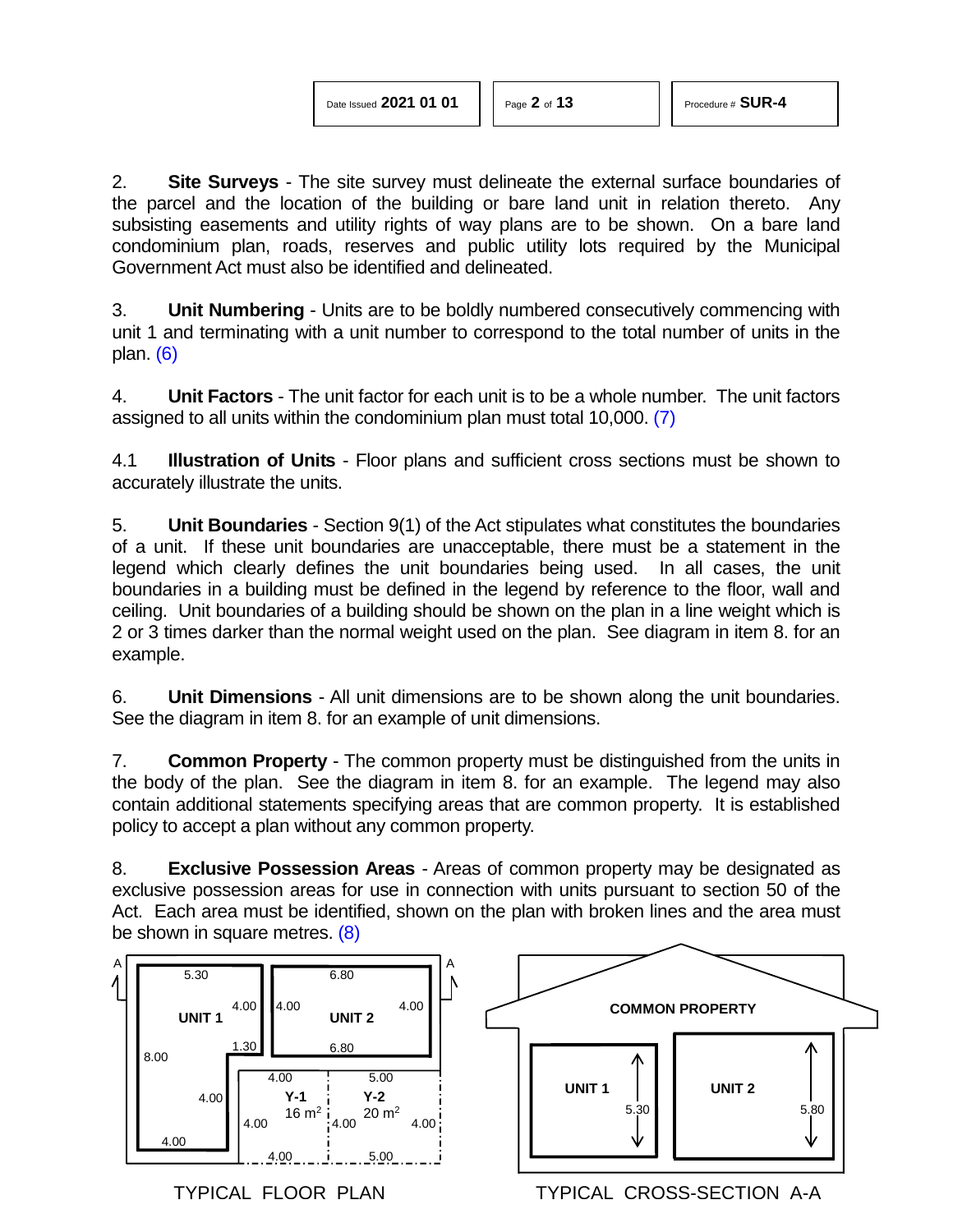2. **Site Surveys** - The site survey must delineate the external surface boundaries of the parcel and the location of the building or bare land unit in relation thereto. Any subsisting easements and utility rights of way plans are to be shown. On a bare land condominium plan, roads, reserves and public utility lots required by the Municipal Government Act must also be identified and delineated.

3. **Unit Numbering** - Units are to be boldly numbered consecutively commencing with unit 1 and terminating with a unit number to correspond to the total number of units in the plan. (6)

4. **Unit Factors** - The unit factor for each unit is to be a whole number. The unit factors assigned to all units within the condominium plan must total 10,000. (7)

4.1 **Illustration of Units** - Floor plans and sufficient cross sections must be shown to accurately illustrate the units.

5. **Unit Boundaries** - Section 9(1) of the Act stipulates what constitutes the boundaries of a unit. If these unit boundaries are unacceptable, there must be a statement in the legend which clearly defines the unit boundaries being used. In all cases, the unit boundaries in a building must be defined in the legend by reference to the floor, wall and ceiling. Unit boundaries of a building should be shown on the plan in a line weight which is 2 or 3 times darker than the normal weight used on the plan. See diagram in item 8. for an example.

6. **Unit Dimensions** - All unit dimensions are to be shown along the unit boundaries. See the diagram in item 8. for an example of unit dimensions.

7. **Common Property** - The common property must be distinguished from the units in the body of the plan. See the diagram in item 8. for an example. The legend may also contain additional statements specifying areas that are common property. It is established policy to accept a plan without any common property.

8. **Exclusive Possession Areas** - Areas of common property may be designated as exclusive possession areas for use in connection with units pursuant to section 50 of the Act. Each area must be identified, shown on the plan with broken lines and the area must be shown in square metres. (8)

TYPICAL FLOOR PLAN

TYPICAL CROSS-SECTION A-A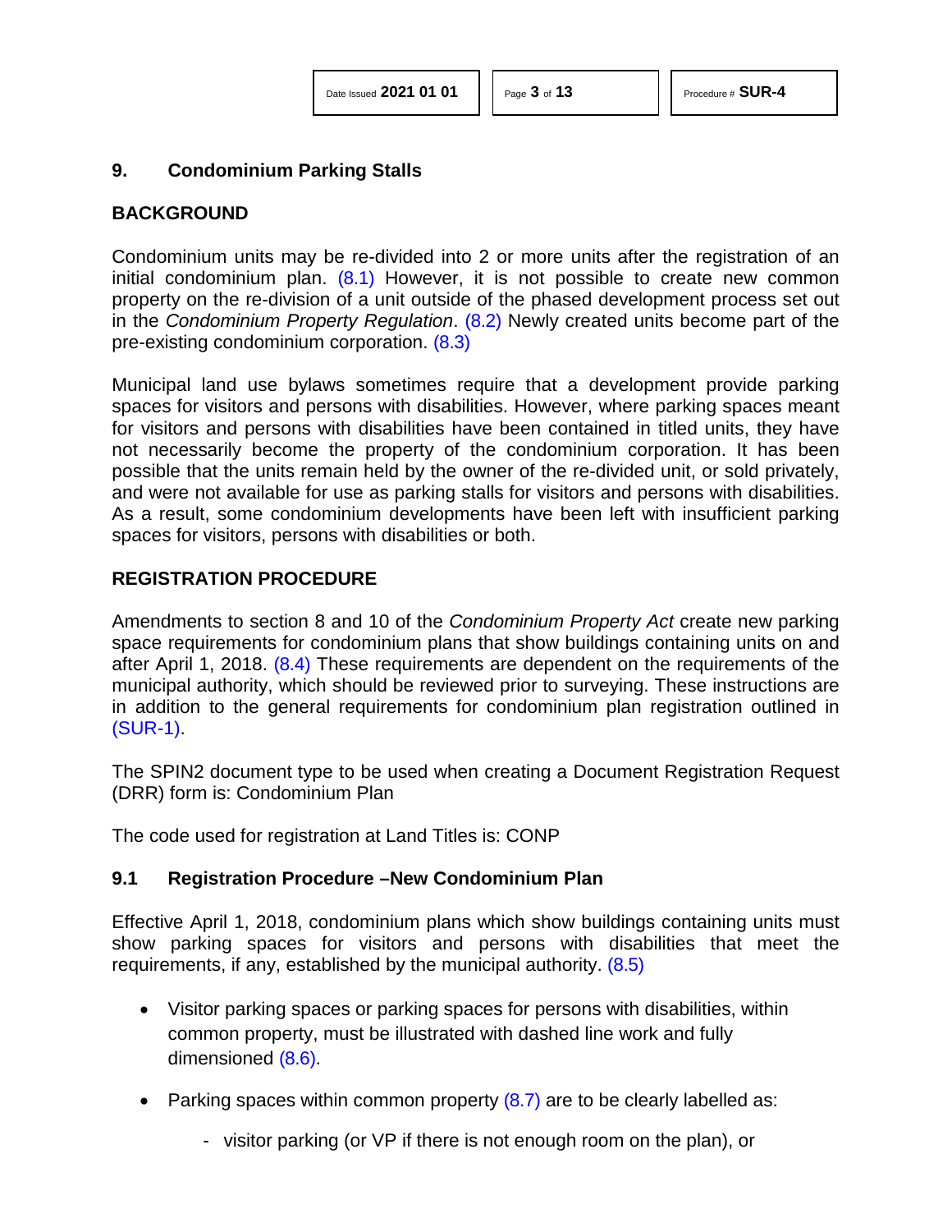## 9. Condominium Parking Stalls

### BACKGROUND

Condominium units may be re-divided into 2 or more units after the registration of an initial condominium plan. (8.1) However, it is not possible to create new common property on the re-division of a unit outside of the phased development process set out in the *Condominium Property Regulation*. (8.2) Newly created units become part of the pre-existing condominium corporation. (8.3)

Municipal land use bylaws sometimes require that a development provide parking spaces for visitors and persons with disabilities. However, where parking spaces meant for visitors and persons with disabilities have been contained in titled units, they have not necessarily become the property of the condominium corporation. It has been possible that the units remain held by the owner of the re-divided unit, or sold privately, and were not available for use as parking stalls for visitors and persons with disabilities. As a result, some condominium developments have been left with insufficient parking spaces for visitors, persons with disabilities or both.

### REGISTRATION PROCEDURE

Amendments to section 8 and 10 of the *Condominium Property Act* create new parking space requirements for condominium plans that show buildings containing units on and after April 1, 2018. (8.4) These requirements are dependent on the requirements of the municipal authority, which should be reviewed prior to surveying. These instructions are in addition to the general requirements for condominium plan registration outlined in (SUR-1).

The SPIN2 document type to be used when creating a Document Registration Request (DRR) form is: Condominium Plan

The code used for registration at Land Titles is: CONP

### 9.1 Registration Procedure –New Condominium Plan

Effective April 1, 2018, condominium plans which show buildings containing units must show parking spaces for visitors and persons with disabilities that meet the requirements, if any, established by the municipal authority. (8.5)

- Visitor parking spaces or parking spaces for persons with disabilities, within common property, must be illustrated with dashed line work and fully dimensioned (8.6).
- Parking spaces within common property (8.7) are to be clearly labelled as:
  - visitor parking (or VP if there is not enough room on the plan), or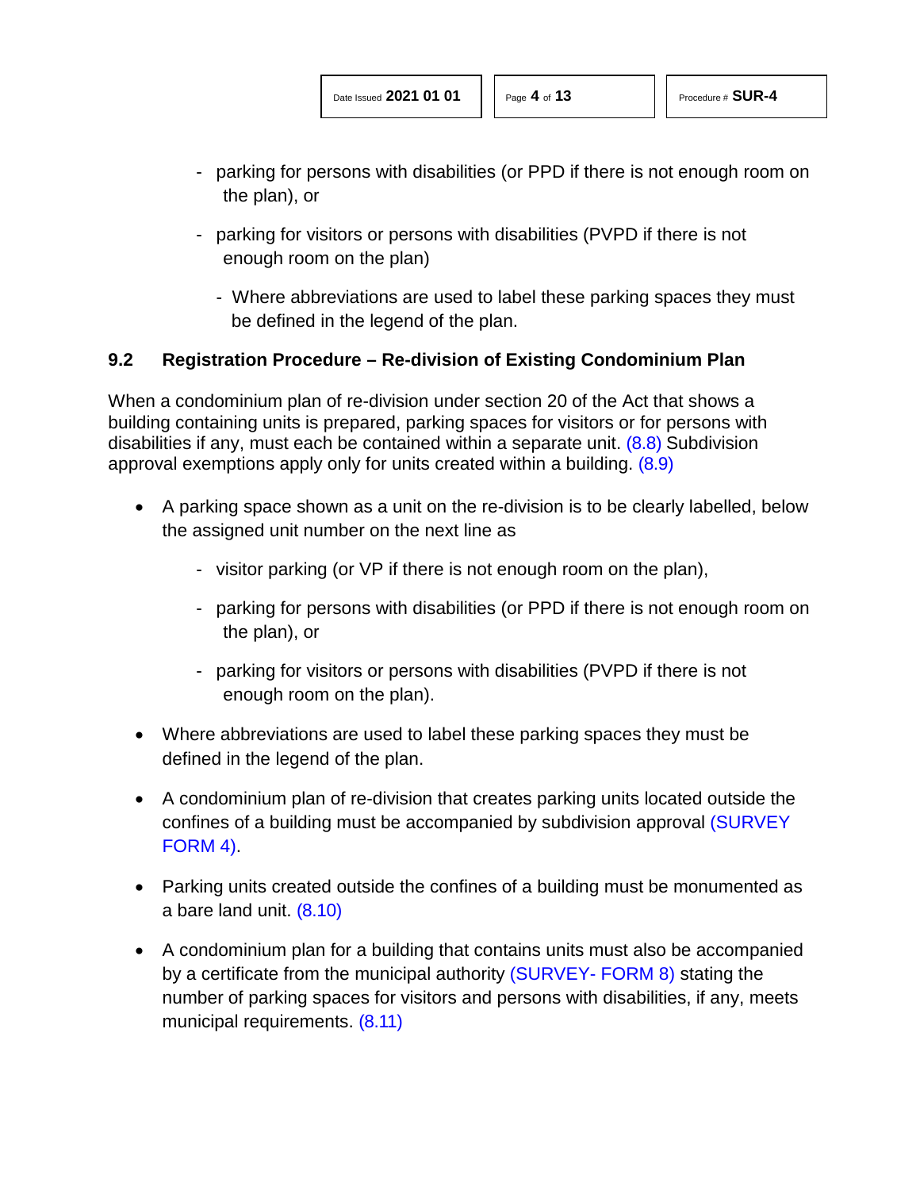- parking for persons with disabilities (or PPD if there is not enough room on the plan), or
- parking for visitors or persons with disabilities (PVPD if there is not enough room on the plan)
  - Where abbreviations are used to label these parking spaces they must be defined in the legend of the plan.

### 9.2 Registration Procedure – Re-division of Existing Condominium Plan

When a condominium plan of re-division under section 20 of the Act that shows a building containing units is prepared, parking spaces for visitors or for persons with disabilities if any, must each be contained within a separate unit. (8.8) Subdivision approval exemptions apply only for units created within a building. (8.9)

- A parking space shown as a unit on the re-division is to be clearly labelled, below the assigned unit number on the next line as
  - visitor parking (or VP if there is not enough room on the plan),
  - parking for persons with disabilities (or PPD if there is not enough room on the plan), or
  - parking for visitors or persons with disabilities (PVPD if there is not enough room on the plan).
- Where abbreviations are used to label these parking spaces they must be defined in the legend of the plan.
- A condominium plan of re-division that creates parking units located outside the confines of a building must be accompanied by subdivision approval (SURVEY FORM 4).
- Parking units created outside the confines of a building must be monumented as a bare land unit. (8.10)
- A condominium plan for a building that contains units must also be accompanied by a certificate from the municipal authority (SURVEY- FORM 8) stating the number of parking spaces for visitors and persons with disabilities, if any, meets municipal requirements. (8.11)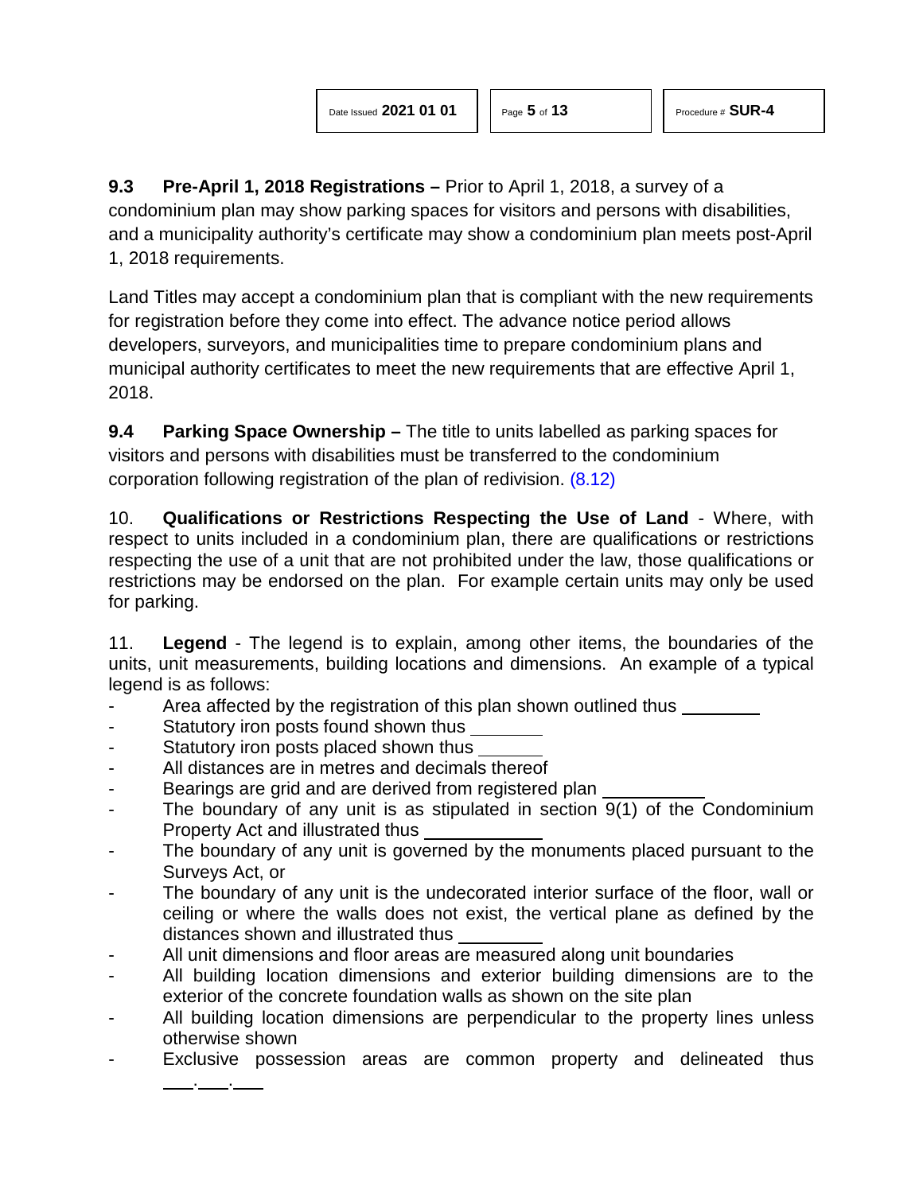**9.3 Pre-April 1, 2018 Registrations –** Prior to April 1, 2018, a survey of a condominium plan may show parking spaces for visitors and persons with disabilities, and a municipality authority's certificate may show a condominium plan meets post-April 1, 2018 requirements.

Land Titles may accept a condominium plan that is compliant with the new requirements for registration before they come into effect. The advance notice period allows developers, surveyors, and municipalities time to prepare condominium plans and municipal authority certificates to meet the new requirements that are effective April 1, 2018.

**9.4 Parking Space Ownership –** The title to units labelled as parking spaces for visitors and persons with disabilities must be transferred to the condominium corporation following registration of the plan of redivision. (8.12)

10. **Qualifications or Restrictions Respecting the Use of Land** - Where, with respect to units included in a condominium plan, there are qualifications or restrictions respecting the use of a unit that are not prohibited under the law, those qualifications or restrictions may be endorsed on the plan. For example certain units may only be used for parking.

11. **Legend** - The legend is to explain, among other items, the boundaries of the units, unit measurements, building locations and dimensions. An example of a typical legend is as follows:

- Area affected by the registration of this plan shown outlined thus ________
- Statutory iron posts found shown thus _______
- Statutory iron posts placed shown thus _______
- All distances are in metres and decimals thereof
- Bearings are grid and are derived from registered plan __________
- The boundary of any unit is as stipulated in section 9(1) of the Condominium Property Act and illustrated thus ___________
- The boundary of any unit is governed by the monuments placed pursuant to the Surveys Act, or
- The boundary of any unit is the undecorated interior surface of the floor, wall or ceiling or where the walls does not exist, the vertical plane as defined by the distances shown and illustrated thus ________
- All unit dimensions and floor areas are measured along unit boundaries
- All building location dimensions and exterior building dimensions are to the exterior of the concrete foundation walls as shown on the site plan
- All building location dimensions are perpendicular to the property lines unless otherwise shown
- Exclusive possession areas are common property and delineated thus ___.___.___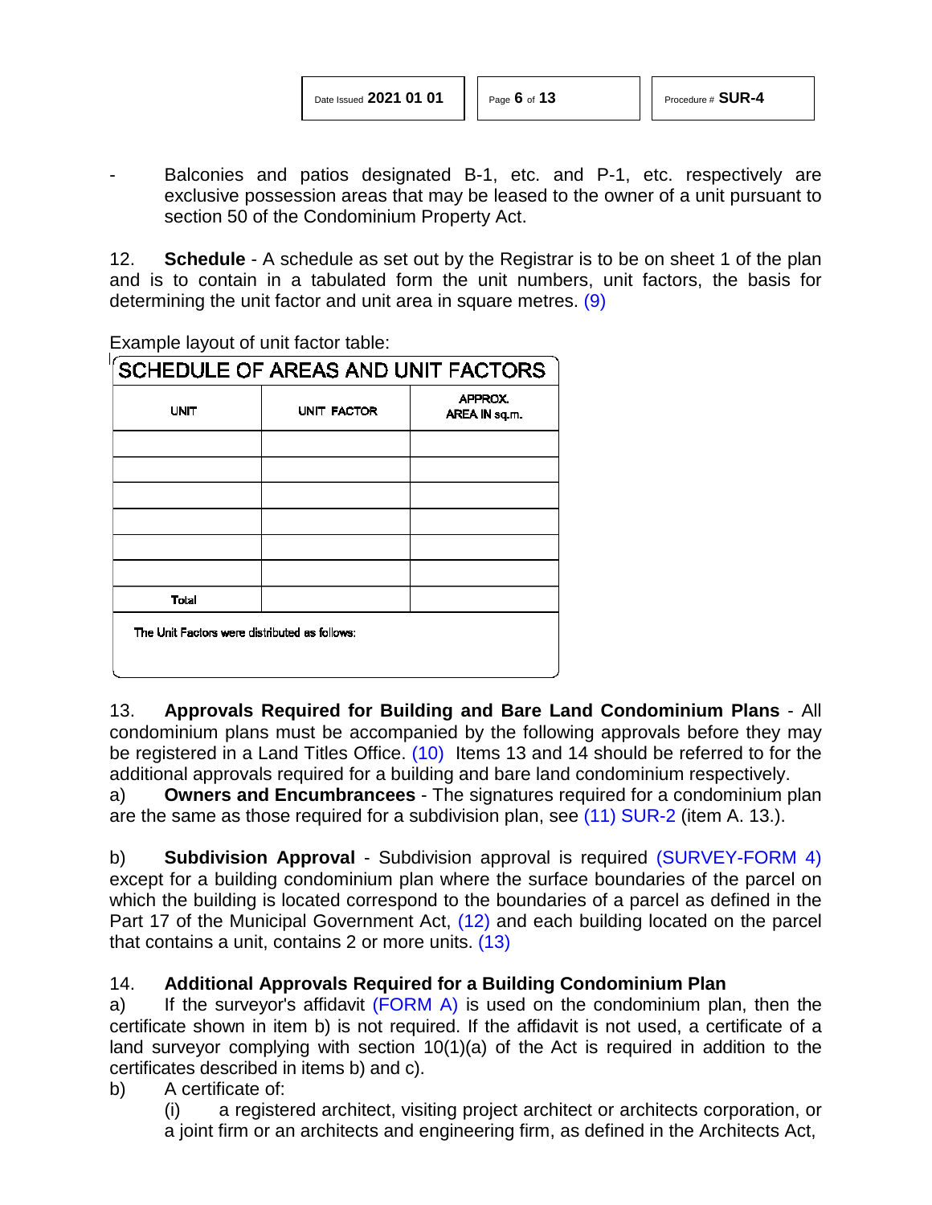- Balconies and patios designated B-1, etc. and P-1, etc. respectively are exclusive possession areas that may be leased to the owner of a unit pursuant to section 50 of the Condominium Property Act.

12. **Schedule** - A schedule as set out by the Registrar is to be on sheet 1 of the plan and is to contain in a tabulated form the unit numbers, unit factors, the basis for determining the unit factor and unit area in square metres. (9)

Example layout of unit factor table:

| SCHEDULE OF AREAS AND UNIT FACTORS | | |
|---|---|---|
| UNIT | UNIT FACTOR | APPROX. AREA IN sq.m. |
| | | |
| | | |
| | | |
| | | |
| | | |
| | | |
| Total | | |
| The Unit Factors were distributed as follows: | | |

13. **Approvals Required for Building and Bare Land Condominium Plans** - All condominium plans must be accompanied by the following approvals before they may be registered in a Land Titles Office. (10) Items 13 and 14 should be referred to for the additional approvals required for a building and bare land condominium respectively.

a) **Owners and Encumbrancees** - The signatures required for a condominium plan are the same as those required for a subdivision plan, see (11) SUR-2 (item A. 13.).

b) **Subdivision Approval** - Subdivision approval is required (SURVEY-FORM 4) except for a building condominium plan where the surface boundaries of the parcel on which the building is located correspond to the boundaries of a parcel as defined in the Part 17 of the Municipal Government Act, (12) and each building located on the parcel that contains a unit, contains 2 or more units. (13)

14. **Additional Approvals Required for a Building Condominium Plan**

a) If the surveyor's affidavit (FORM A) is used on the condominium plan, then the certificate shown in item b) is not required. If the affidavit is not used, a certificate of a land surveyor complying with section 10(1)(a) of the Act is required in addition to the certificates described in items b) and c).

b) A certificate of:

(i) a registered architect, visiting project architect or architects corporation, or a joint firm or an architects and engineering firm, as defined in the Architects Act,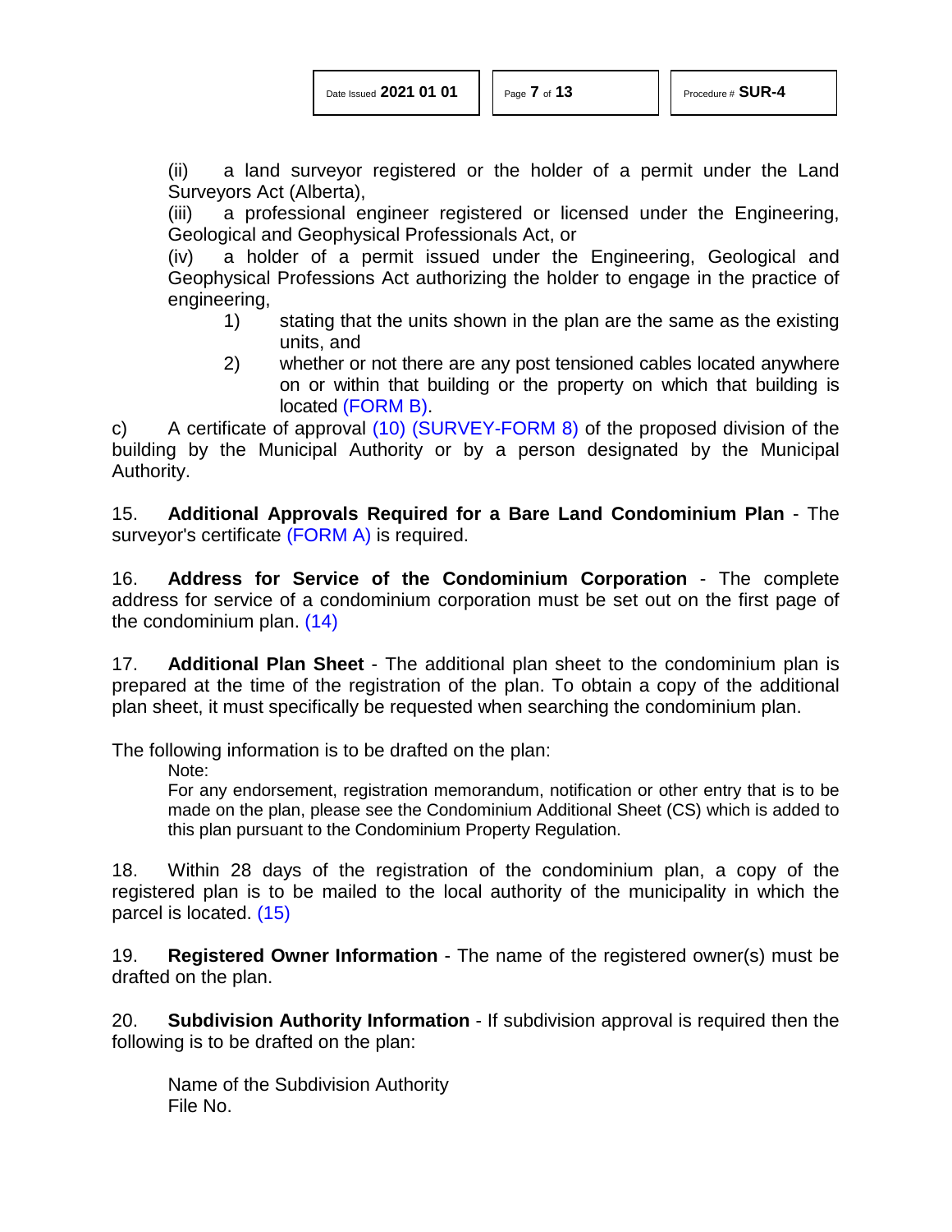(ii) a land surveyor registered or the holder of a permit under the Land Surveyors Act (Alberta),
(iii) a professional engineer registered or licensed under the Engineering, Geological and Geophysical Professionals Act, or
(iv) a holder of a permit issued under the Engineering, Geological and Geophysical Professions Act authorizing the holder to engage in the practice of engineering,

1) stating that the units shown in the plan are the same as the existing units, and
2) whether or not there are any post tensioned cables located anywhere on or within that building or the property on which that building is located (FORM B).

c) A certificate of approval (10) (SURVEY-FORM 8) of the proposed division of the building by the Municipal Authority or by a person designated by the Municipal Authority.

15. **Additional Approvals Required for a Bare Land Condominium Plan** - The surveyor's certificate (FORM A) is required.

16. **Address for Service of the Condominium Corporation** - The complete address for service of a condominium corporation must be set out on the first page of the condominium plan. (14)

17. **Additional Plan Sheet** - The additional plan sheet to the condominium plan is prepared at the time of the registration of the plan. To obtain a copy of the additional plan sheet, it must specifically be requested when searching the condominium plan.

The following information is to be drafted on the plan:

Note:
For any endorsement, registration memorandum, notification or other entry that is to be made on the plan, please see the Condominium Additional Sheet (CS) which is added to this plan pursuant to the Condominium Property Regulation.

18. Within 28 days of the registration of the condominium plan, a copy of the registered plan is to be mailed to the local authority of the municipality in which the parcel is located. (15)

19. **Registered Owner Information** - The name of the registered owner(s) must be drafted on the plan.

20. **Subdivision Authority Information** - If subdivision approval is required then the following is to be drafted on the plan:

Name of the Subdivision Authority
File No.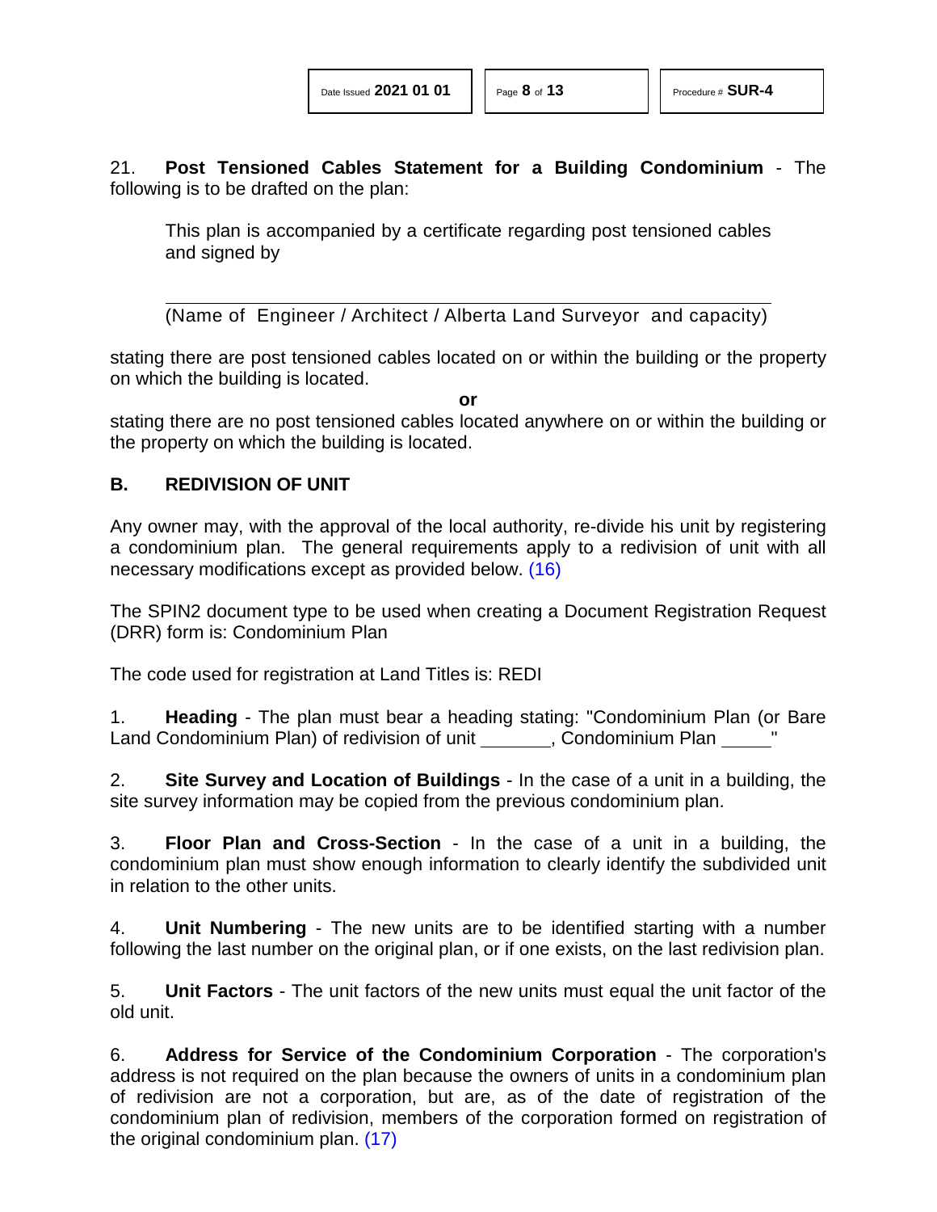21. **Post Tensioned Cables Statement for a Building Condominium** - The following is to be drafted on the plan:

> This plan is accompanied by a certificate regarding post tensioned cables and signed by
>
> ______________________________________________
> (Name of Engineer / Architect / Alberta Land Surveyor and capacity)

stating there are post tensioned cables located on or within the building or the property on which the building is located.

**or**

stating there are no post tensioned cables located anywhere on or within the building or the property on which the building is located.

## B. REDIVISION OF UNIT

Any owner may, with the approval of the local authority, re-divide his unit by registering a condominium plan. The general requirements apply to a redivision of unit with all necessary modifications except as provided below. (16)

The SPIN2 document type to be used when creating a Document Registration Request (DRR) form is: Condominium Plan

The code used for registration at Land Titles is: REDI

1. **Heading** - The plan must bear a heading stating: "Condominium Plan (or Bare Land Condominium Plan) of redivision of unit _______, Condominium Plan _____"

2. **Site Survey and Location of Buildings** - In the case of a unit in a building, the site survey information may be copied from the previous condominium plan.

3. **Floor Plan and Cross-Section** - In the case of a unit in a building, the condominium plan must show enough information to clearly identify the subdivided unit in relation to the other units.

4. **Unit Numbering** - The new units are to be identified starting with a number following the last number on the original plan, or if one exists, on the last redivision plan.

5. **Unit Factors** - The unit factors of the new units must equal the unit factor of the old unit.

6. **Address for Service of the Condominium Corporation** - The corporation's address is not required on the plan because the owners of units in a condominium plan of redivision are not a corporation, but are, as of the date of registration of the condominium plan of redivision, members of the corporation formed on registration of the original condominium plan. (17)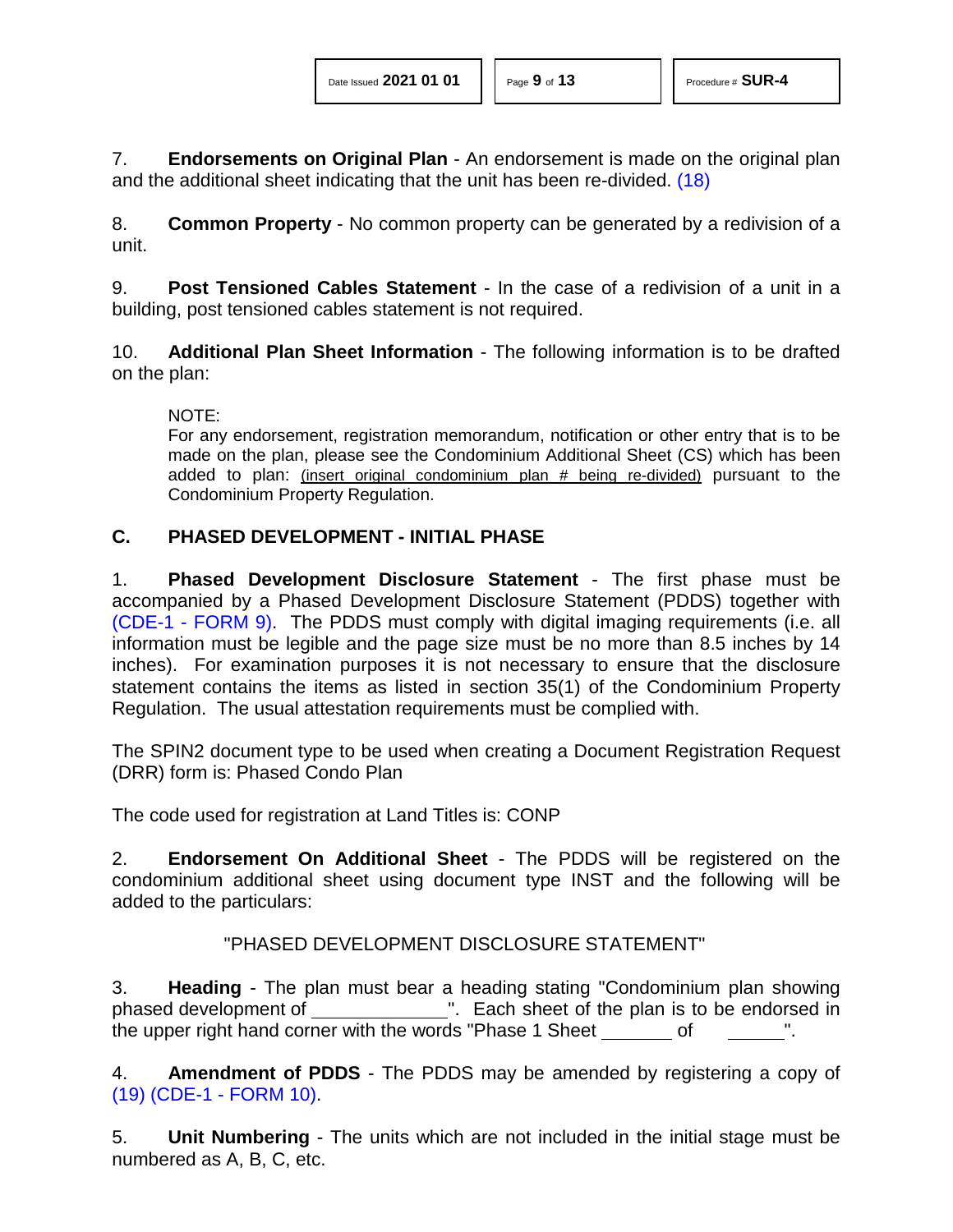7. **Endorsements on Original Plan** - An endorsement is made on the original plan and the additional sheet indicating that the unit has been re-divided. (18)

8. **Common Property** - No common property can be generated by a redivision of a unit.

9. **Post Tensioned Cables Statement** - In the case of a redivision of a unit in a building, post tensioned cables statement is not required.

10. **Additional Plan Sheet Information** - The following information is to be drafted on the plan:

> NOTE:
> For any endorsement, registration memorandum, notification or other entry that is to be made on the plan, please see the Condominium Additional Sheet (CS) which has been added to plan: <u>(insert original condominium plan # being re-divided)</u> pursuant to the Condominium Property Regulation.

## C. PHASED DEVELOPMENT - INITIAL PHASE

1. **Phased Development Disclosure Statement** - The first phase must be accompanied by a Phased Development Disclosure Statement (PDDS) together with (CDE-1 - FORM 9). The PDDS must comply with digital imaging requirements (i.e. all information must be legible and the page size must be no more than 8.5 inches by 14 inches). For examination purposes it is not necessary to ensure that the disclosure statement contains the items as listed in section 35(1) of the Condominium Property Regulation. The usual attestation requirements must be complied with.

The SPIN2 document type to be used when creating a Document Registration Request (DRR) form is: Phased Condo Plan

The code used for registration at Land Titles is: CONP

2. **Endorsement On Additional Sheet** - The PDDS will be registered on the condominium additional sheet using document type INST and the following will be added to the particulars:

"PHASED DEVELOPMENT DISCLOSURE STATEMENT"

3. **Heading** - The plan must bear a heading stating "Condominium plan showing phased development of ______________". Each sheet of the plan is to be endorsed in the upper right hand corner with the words "Phase 1 Sheet _______ of ______".

4. **Amendment of PDDS** - The PDDS may be amended by registering a copy of (19) (CDE-1 - FORM 10).

5. **Unit Numbering** - The units which are not included in the initial stage must be numbered as A, B, C, etc.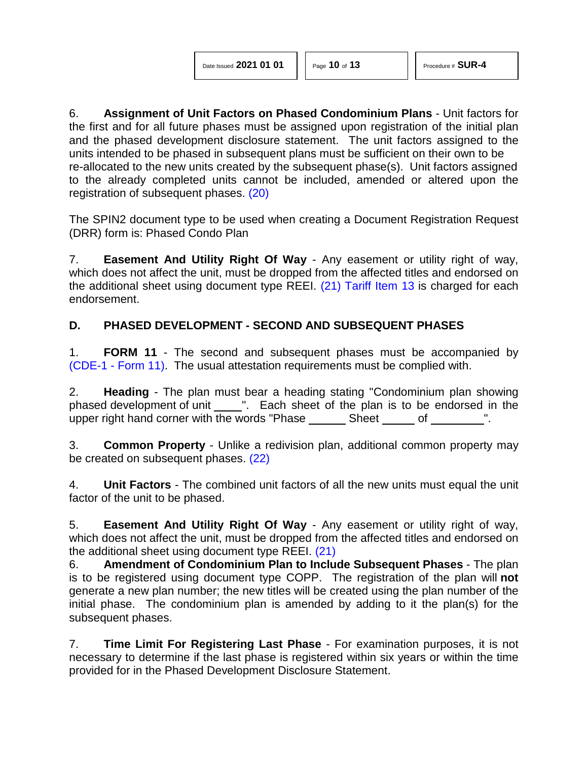6. **Assignment of Unit Factors on Phased Condominium Plans** - Unit factors for the first and for all future phases must be assigned upon registration of the initial plan and the phased development disclosure statement. The unit factors assigned to the units intended to be phased in subsequent plans must be sufficient on their own to be re-allocated to the new units created by the subsequent phase(s). Unit factors assigned to the already completed units cannot be included, amended or altered upon the registration of subsequent phases. (20)

The SPIN2 document type to be used when creating a Document Registration Request (DRR) form is: Phased Condo Plan

7. **Easement And Utility Right Of Way** - Any easement or utility right of way, which does not affect the unit, must be dropped from the affected titles and endorsed on the additional sheet using document type REEI. (21) Tariff Item 13 is charged for each endorsement.

## D. PHASED DEVELOPMENT - SECOND AND SUBSEQUENT PHASES

1. **FORM 11** - The second and subsequent phases must be accompanied by (CDE-1 - Form 11). The usual attestation requirements must be complied with.

2. **Heading** - The plan must bear a heading stating "Condominium plan showing phased development of unit _____". Each sheet of the plan is to be endorsed in the upper right hand corner with the words "Phase ______ Sheet _____ of _________".

3. **Common Property** - Unlike a redivision plan, additional common property may be created on subsequent phases. (22)

4. **Unit Factors** - The combined unit factors of all the new units must equal the unit factor of the unit to be phased.

5. **Easement And Utility Right Of Way** - Any easement or utility right of way, which does not affect the unit, must be dropped from the affected titles and endorsed on the additional sheet using document type REEI. (21)

6. **Amendment of Condominium Plan to Include Subsequent Phases** - The plan is to be registered using document type COPP. The registration of the plan will **not** generate a new plan number; the new titles will be created using the plan number of the initial phase. The condominium plan is amended by adding to it the plan(s) for the subsequent phases.

7. **Time Limit For Registering Last Phase** - For examination purposes, it is not necessary to determine if the last phase is registered within six years or within the time provided for in the Phased Development Disclosure Statement.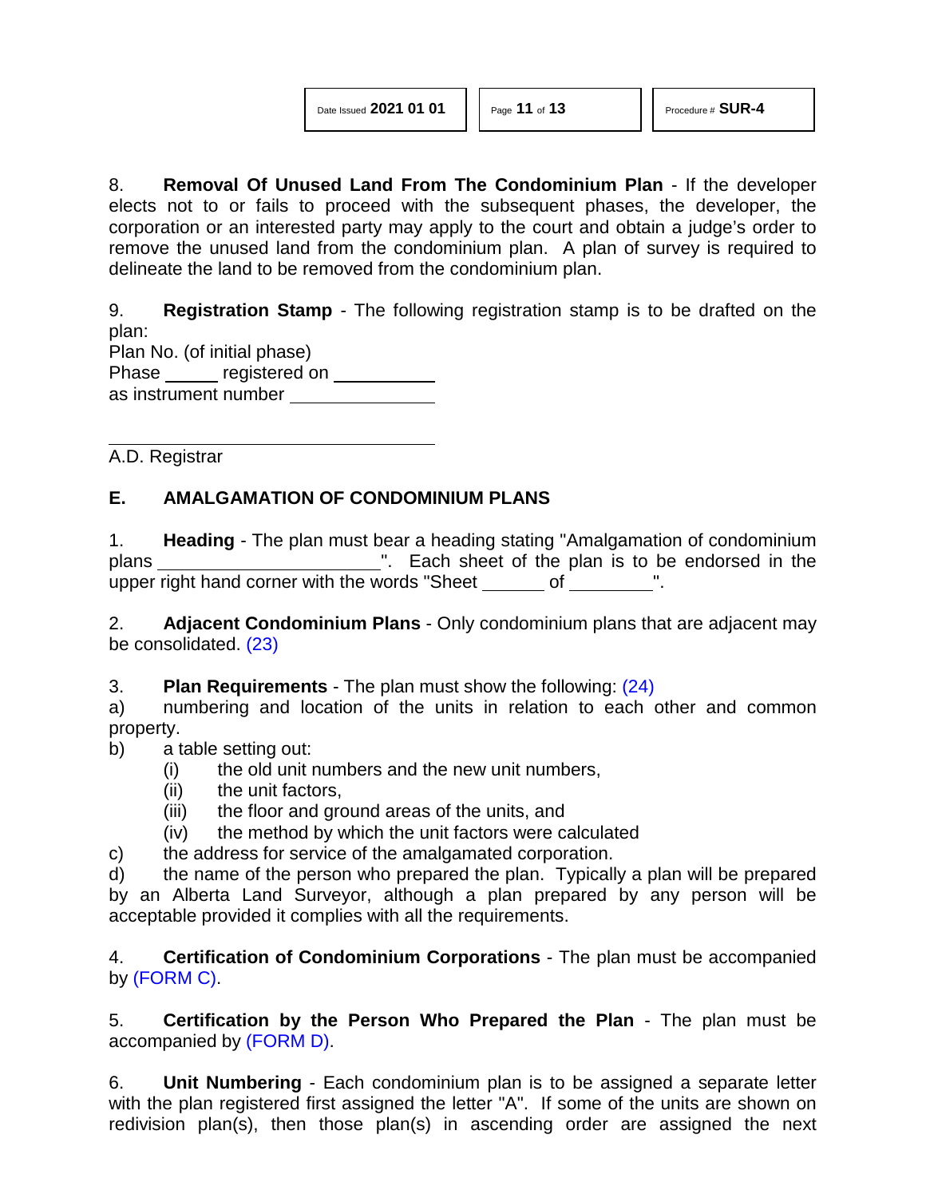8. **Removal Of Unused Land From The Condominium Plan** - If the developer elects not to or fails to proceed with the subsequent phases, the developer, the corporation or an interested party may apply to the court and obtain a judge's order to remove the unused land from the condominium plan. A plan of survey is required to delineate the land to be removed from the condominium plan.

9. **Registration Stamp** - The following registration stamp is to be drafted on the plan:

Plan No. (of initial phase)
Phase ______ registered on ___________
as instrument number ________________

______________________________
A.D. Registrar

## E. AMALGAMATION OF CONDOMINIUM PLANS

1. **Heading** - The plan must bear a heading stating "Amalgamation of condominium plans ______________________". Each sheet of the plan is to be endorsed in the upper right hand corner with the words "Sheet ______ of ________".

2. **Adjacent Condominium Plans** - Only condominium plans that are adjacent may be consolidated. (23)

3. **Plan Requirements** - The plan must show the following: (24)

a) numbering and location of the units in relation to each other and common property.

b) a table setting out:
   - (i) the old unit numbers and the new unit numbers,
   - (ii) the unit factors,
   - (iii) the floor and ground areas of the units, and
   - (iv) the method by which the unit factors were calculated

c) the address for service of the amalgamated corporation.

d) the name of the person who prepared the plan. Typically a plan will be prepared by an Alberta Land Surveyor, although a plan prepared by any person will be acceptable provided it complies with all the requirements.

4. **Certification of Condominium Corporations** - The plan must be accompanied by (FORM C).

5. **Certification by the Person Who Prepared the Plan** - The plan must be accompanied by (FORM D).

6. **Unit Numbering** - Each condominium plan is to be assigned a separate letter with the plan registered first assigned the letter "A". If some of the units are shown on redivision plan(s), then those plan(s) in ascending order are assigned the next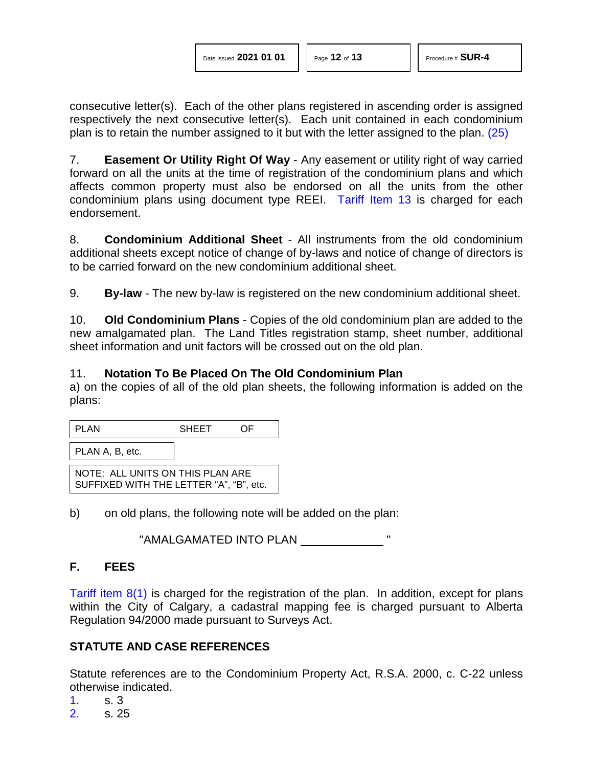consecutive letter(s). Each of the other plans registered in ascending order is assigned respectively the next consecutive letter(s). Each unit contained in each condominium plan is to retain the number assigned to it but with the letter assigned to the plan. (25)

7. **Easement Or Utility Right Of Way** - Any easement or utility right of way carried forward on all the units at the time of registration of the condominium plans and which affects common property must also be endorsed on all the units from the other condominium plans using document type REEI. Tariff Item 13 is charged for each endorsement.

8. **Condominium Additional Sheet** - All instruments from the old condominium additional sheets except notice of change of by-laws and notice of change of directors is to be carried forward on the new condominium additional sheet.

9. **By-law** - The new by-law is registered on the new condominium additional sheet.

10. **Old Condominium Plans** - Copies of the old condominium plan are added to the new amalgamated plan. The Land Titles registration stamp, sheet number, additional sheet information and unit factors will be crossed out on the old plan.

11. **Notation To Be Placed On The Old Condominium Plan**

a) on the copies of all of the old plan sheets, the following information is added on the plans:

```
PLAN            SHEET     OF

PLAN A, B, etc.

NOTE: ALL UNITS ON THIS PLAN ARE
SUFFIXED WITH THE LETTER "A", "B", etc.
```

b) on old plans, the following note will be added on the plan:

"AMALGAMATED INTO PLAN ____________ "

## F. FEES

Tariff item 8(1) is charged for the registration of the plan. In addition, except for plans within the City of Calgary, a cadastral mapping fee is charged pursuant to Alberta Regulation 94/2000 made pursuant to Surveys Act.

## STATUTE AND CASE REFERENCES

Statute references are to the Condominium Property Act, R.S.A. 2000, c. C-22 unless otherwise indicated.

1. s. 3
2. s. 25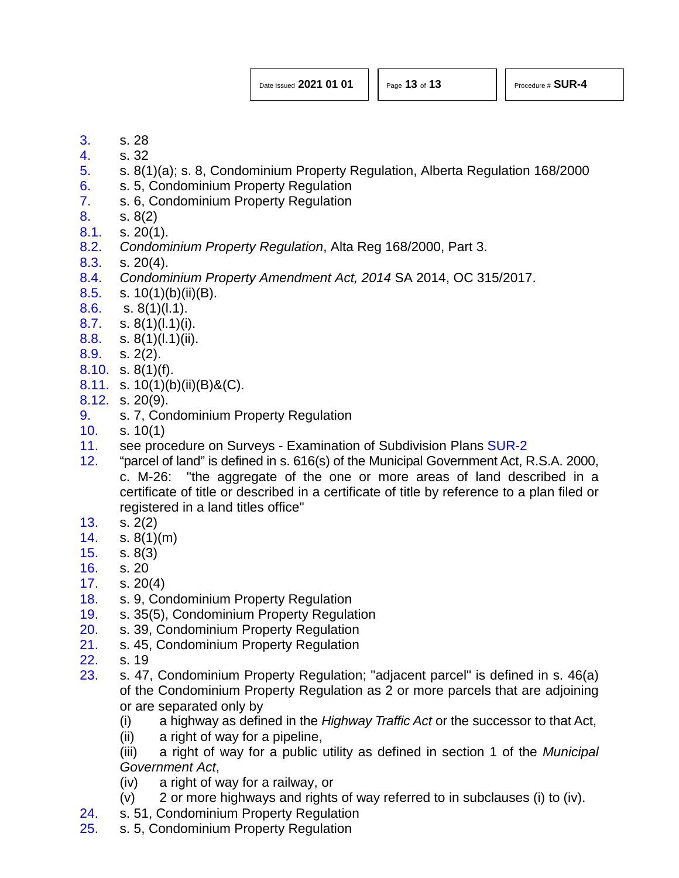3. s. 28
4. s. 32
5. s. 8(1)(a); s. 8, Condominium Property Regulation, Alberta Regulation 168/2000
6. s. 5, Condominium Property Regulation
7. s. 6, Condominium Property Regulation
8. s. 8(2)

8.1. s. 20(1).

8.2. *Condominium Property Regulation*, Alta Reg 168/2000, Part 3.

8.3. s. 20(4).

8.4. *Condominium Property Amendment Act, 2014* SA 2014, OC 315/2017.

8.5. s. 10(1)(b)(ii)(B).

8.6. s. 8(1)(l.1).

8.7. s. 8(1)(l.1)(i).

8.8. s. 8(1)(l.1)(ii).

8.9. s. 2(2).

8.10. s. 8(1)(f).

8.11. s. 10(1)(b)(ii)(B)&(C).

8.12. s. 20(9).

9. s. 7, Condominium Property Regulation
10. s. 10(1)
11. see procedure on Surveys - Examination of Subdivision Plans SUR-2
12. "parcel of land" is defined in s. 616(s) of the Municipal Government Act, R.S.A. 2000, c. M-26: "the aggregate of the one or more areas of land described in a certificate of title or described in a certificate of title by reference to a plan filed or registered in a land titles office"
13. s. 2(2)
14. s. 8(1)(m)
15. s. 8(3)
16. s. 20
17. s. 20(4)
18. s. 9, Condominium Property Regulation
19. s. 35(5), Condominium Property Regulation
20. s. 39, Condominium Property Regulation
21. s. 45, Condominium Property Regulation
22. s. 19
23. s. 47, Condominium Property Regulation; "adjacent parcel" is defined in s. 46(a) of the Condominium Property Regulation as 2 or more parcels that are adjoining or are separated only by
    (i) a highway as defined in the *Highway Traffic Act* or the successor to that Act,
    (ii) a right of way for a pipeline,
    (iii) a right of way for a public utility as defined in section 1 of the *Municipal Government Act*,
    (iv) a right of way for a railway, or
    (v) 2 or more highways and rights of way referred to in subclauses (i) to (iv).
24. s. 51, Condominium Property Regulation
25. s. 5, Condominium Property Regulation